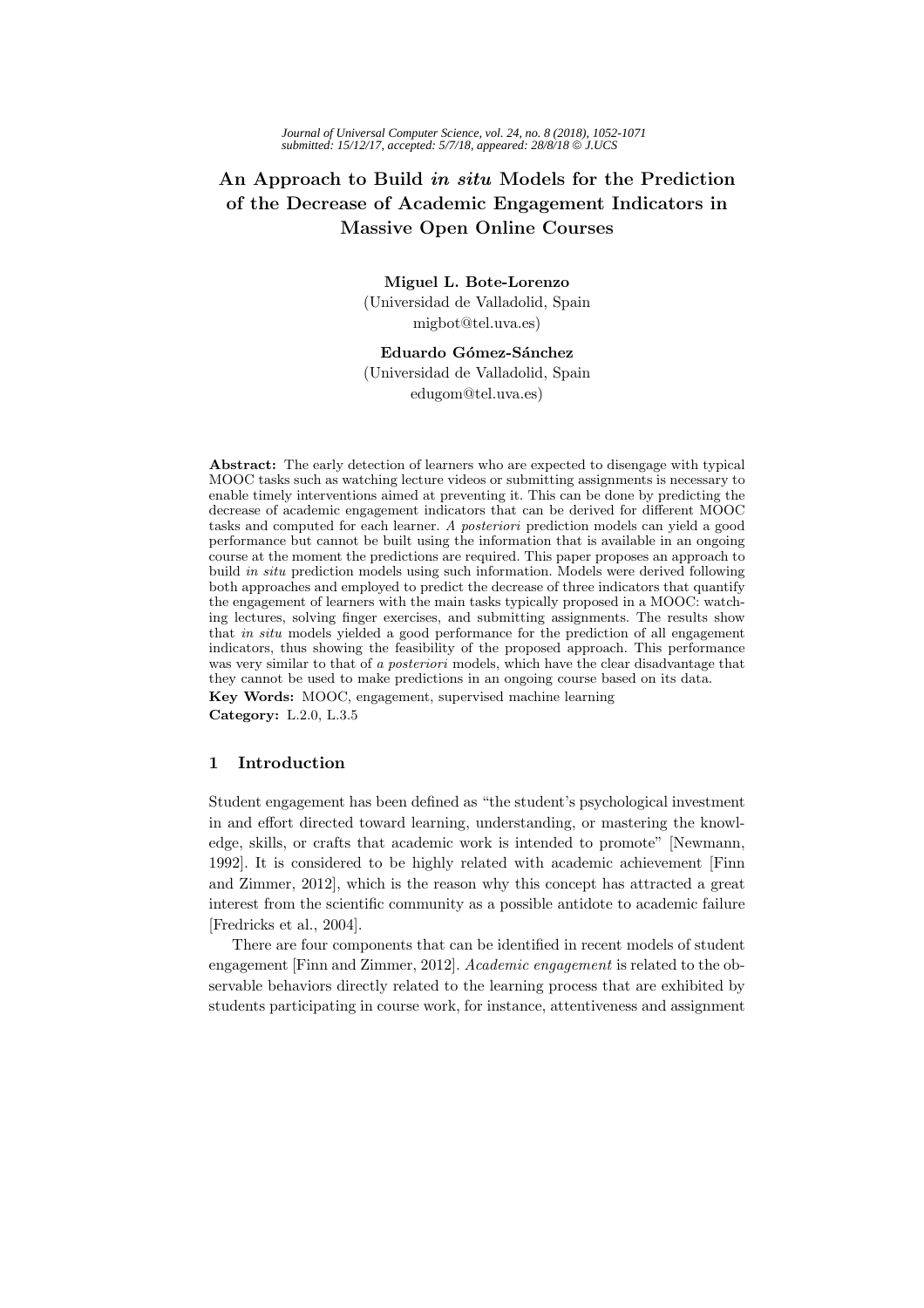# An Approach to Build *in situ* Models for the Prediction of the Decrease of Academic Engagement Indicators in Massive Open Online Courses

**Miguel L. Bote-Lorenzo**
(Universidad de Valladolid, Spain
migbot@tel.uva.es)

**Eduardo Gómez-Sánchez**
(Universidad de Valladolid, Spain
edugom@tel.uva.es)

**Abstract:** The early detection of learners who are expected to disengage with typical MOOC tasks such as watching lecture videos or submitting assignments is necessary to enable timely interventions aimed at preventing it. This can be done by predicting the decrease of academic engagement indicators that can be derived for different MOOC tasks and computed for each learner. *A posteriori* prediction models can yield a good performance but cannot be built using the information that is available in an ongoing course at the moment the predictions are required. This paper proposes an approach to build *in situ* prediction models using such information. Models were derived following both approaches and employed to predict the decrease of three indicators that quantify the engagement of learners with the main tasks typically proposed in a MOOC: watching lectures, solving finger exercises, and submitting assignments. The results show that *in situ* models yielded a good performance for the prediction of all engagement indicators, thus showing the feasibility of the proposed approach. This performance was very similar to that of *a posteriori* models, which have the clear disadvantage that they cannot be used to make predictions in an ongoing course based on its data.

**Key Words:** MOOC, engagement, supervised machine learning

**Category:** L.2.0, L.3.5

## 1 Introduction

Student engagement has been defined as "the student's psychological investment in and effort directed toward learning, understanding, or mastering the knowledge, skills, or crafts that academic work is intended to promote" [Newmann, 1992]. It is considered to be highly related with academic achievement [Finn and Zimmer, 2012], which is the reason why this concept has attracted a great interest from the scientific community as a possible antidote to academic failure [Fredricks et al., 2004].

There are four components that can be identified in recent models of student engagement [Finn and Zimmer, 2012]. *Academic engagement* is related to the observable behaviors directly related to the learning process that are exhibited by students participating in course work, for instance, attentiveness and assignment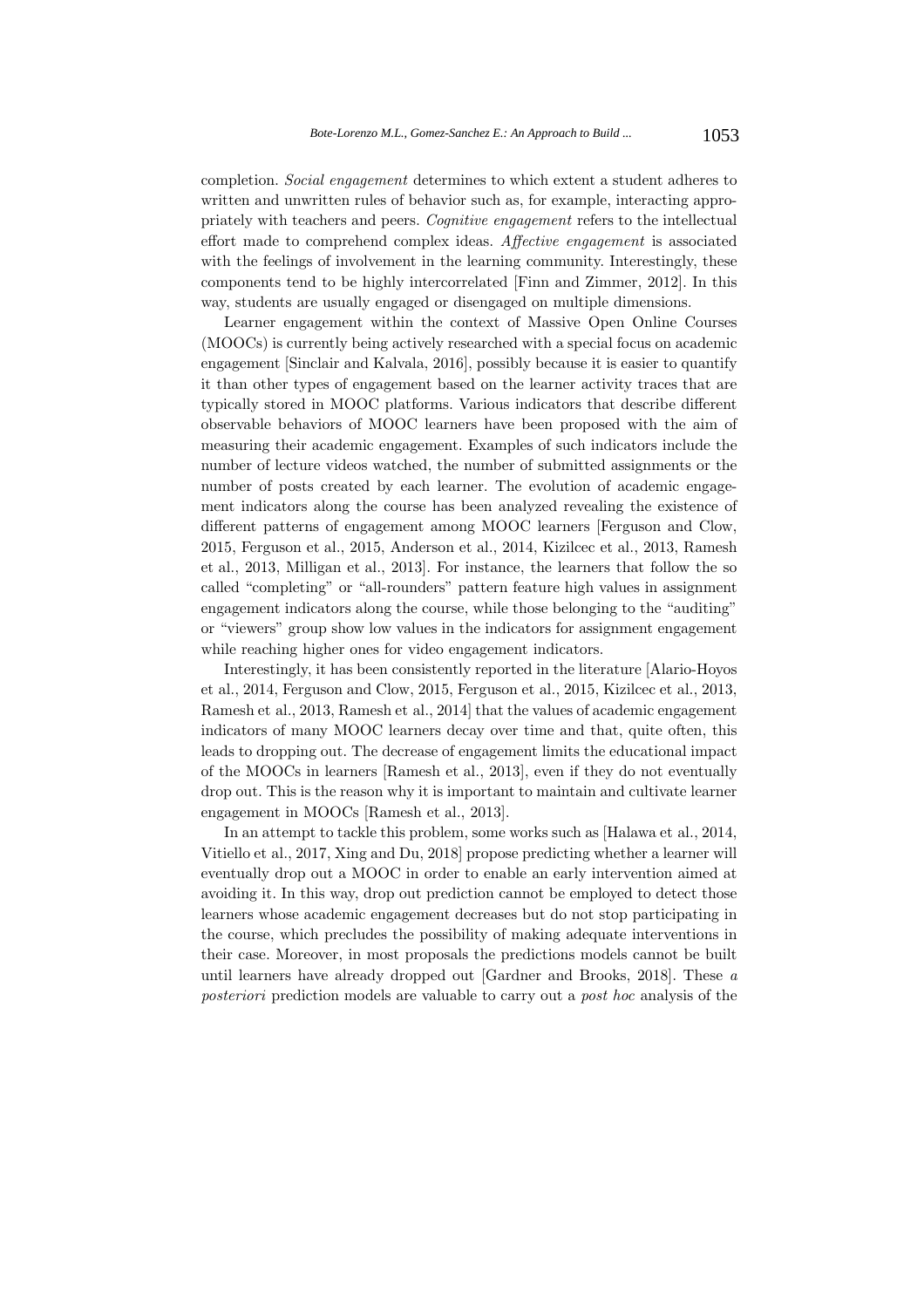completion. *Social engagement* determines to which extent a student adheres to written and unwritten rules of behavior such as, for example, interacting appropriately with teachers and peers. *Cognitive engagement* refers to the intellectual effort made to comprehend complex ideas. *Affective engagement* is associated with the feelings of involvement in the learning community. Interestingly, these components tend to be highly intercorrelated [Finn and Zimmer, 2012]. In this way, students are usually engaged or disengaged on multiple dimensions.

Learner engagement within the context of Massive Open Online Courses (MOOCs) is currently being actively researched with a special focus on academic engagement [Sinclair and Kalvala, 2016], possibly because it is easier to quantify it than other types of engagement based on the learner activity traces that are typically stored in MOOC platforms. Various indicators that describe different observable behaviors of MOOC learners have been proposed with the aim of measuring their academic engagement. Examples of such indicators include the number of lecture videos watched, the number of submitted assignments or the number of posts created by each learner. The evolution of academic engagement indicators along the course has been analyzed revealing the existence of different patterns of engagement among MOOC learners [Ferguson and Clow, 2015, Ferguson et al., 2015, Anderson et al., 2014, Kizilcec et al., 2013, Ramesh et al., 2013, Milligan et al., 2013]. For instance, the learners that follow the so called "completing" or "all-rounders" pattern feature high values in assignment engagement indicators along the course, while those belonging to the "auditing" or "viewers" group show low values in the indicators for assignment engagement while reaching higher ones for video engagement indicators.

Interestingly, it has been consistently reported in the literature [Alario-Hoyos et al., 2014, Ferguson and Clow, 2015, Ferguson et al., 2015, Kizilcec et al., 2013, Ramesh et al., 2013, Ramesh et al., 2014] that the values of academic engagement indicators of many MOOC learners decay over time and that, quite often, this leads to dropping out. The decrease of engagement limits the educational impact of the MOOCs in learners [Ramesh et al., 2013], even if they do not eventually drop out. This is the reason why it is important to maintain and cultivate learner engagement in MOOCs [Ramesh et al., 2013].

In an attempt to tackle this problem, some works such as [Halawa et al., 2014, Vitiello et al., 2017, Xing and Du, 2018] propose predicting whether a learner will eventually drop out a MOOC in order to enable an early intervention aimed at avoiding it. In this way, drop out prediction cannot be employed to detect those learners whose academic engagement decreases but do not stop participating in the course, which precludes the possibility of making adequate interventions in their case. Moreover, in most proposals the predictions models cannot be built until learners have already dropped out [Gardner and Brooks, 2018]. These *a posteriori* prediction models are valuable to carry out a *post hoc* analysis of the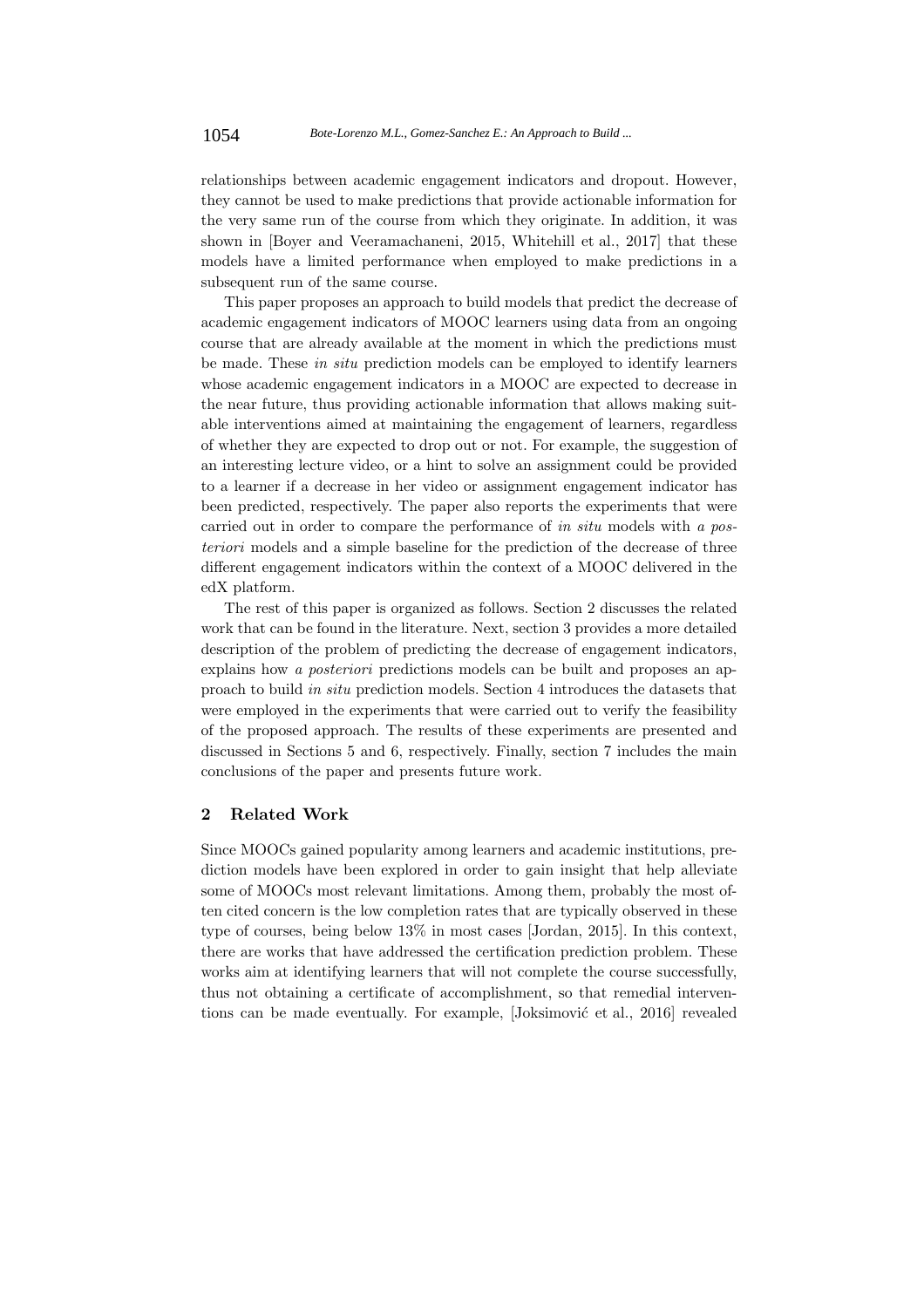relationships between academic engagement indicators and dropout. However, they cannot be used to make predictions that provide actionable information for the very same run of the course from which they originate. In addition, it was shown in [Boyer and Veeramachaneni, 2015, Whitehill et al., 2017] that these models have a limited performance when employed to make predictions in a subsequent run of the same course.

This paper proposes an approach to build models that predict the decrease of academic engagement indicators of MOOC learners using data from an ongoing course that are already available at the moment in which the predictions must be made. These *in situ* prediction models can be employed to identify learners whose academic engagement indicators in a MOOC are expected to decrease in the near future, thus providing actionable information that allows making suitable interventions aimed at maintaining the engagement of learners, regardless of whether they are expected to drop out or not. For example, the suggestion of an interesting lecture video, or a hint to solve an assignment could be provided to a learner if a decrease in her video or assignment engagement indicator has been predicted, respectively. The paper also reports the experiments that were carried out in order to compare the performance of *in situ* models with *a posteriori* models and a simple baseline for the prediction of the decrease of three different engagement indicators within the context of a MOOC delivered in the edX platform.

The rest of this paper is organized as follows. Section 2 discusses the related work that can be found in the literature. Next, section 3 provides a more detailed description of the problem of predicting the decrease of engagement indicators, explains how *a posteriori* predictions models can be built and proposes an approach to build *in situ* prediction models. Section 4 introduces the datasets that were employed in the experiments that were carried out to verify the feasibility of the proposed approach. The results of these experiments are presented and discussed in Sections 5 and 6, respectively. Finally, section 7 includes the main conclusions of the paper and presents future work.

## 2 Related Work

Since MOOCs gained popularity among learners and academic institutions, prediction models have been explored in order to gain insight that help alleviate some of MOOCs most relevant limitations. Among them, probably the most often cited concern is the low completion rates that are typically observed in these type of courses, being below 13% in most cases [Jordan, 2015]. In this context, there are works that have addressed the certification prediction problem. These works aim at identifying learners that will not complete the course successfully, thus not obtaining a certificate of accomplishment, so that remedial interventions can be made eventually. For example, [Joksimović et al., 2016] revealed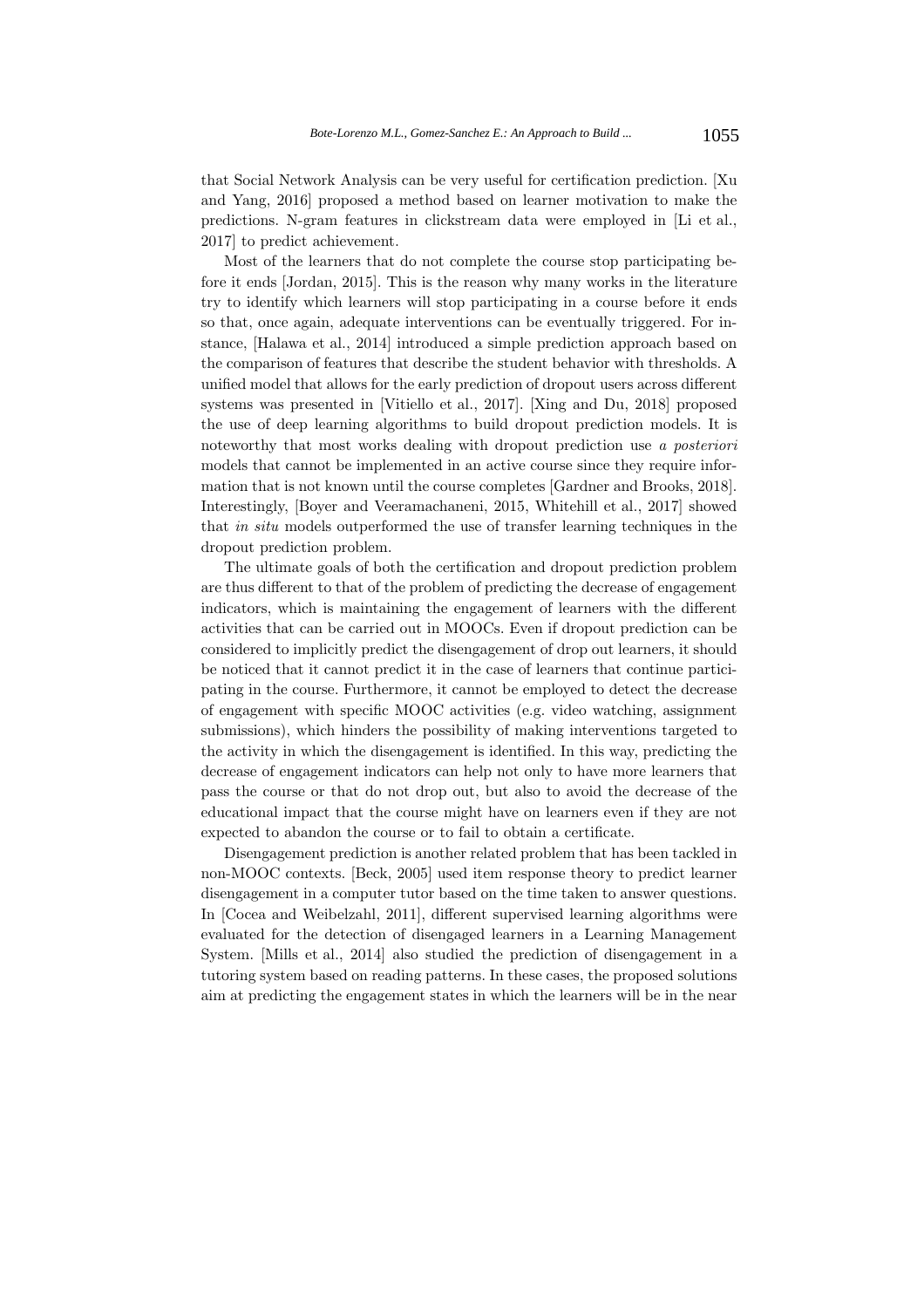that Social Network Analysis can be very useful for certification prediction. [Xu and Yang, 2016] proposed a method based on learner motivation to make the predictions. N-gram features in clickstream data were employed in [Li et al., 2017] to predict achievement.

Most of the learners that do not complete the course stop participating before it ends [Jordan, 2015]. This is the reason why many works in the literature try to identify which learners will stop participating in a course before it ends so that, once again, adequate interventions can be eventually triggered. For instance, [Halawa et al., 2014] introduced a simple prediction approach based on the comparison of features that describe the student behavior with thresholds. A unified model that allows for the early prediction of dropout users across different systems was presented in [Vitiello et al., 2017]. [Xing and Du, 2018] proposed the use of deep learning algorithms to build dropout prediction models. It is noteworthy that most works dealing with dropout prediction use *a posteriori* models that cannot be implemented in an active course since they require information that is not known until the course completes [Gardner and Brooks, 2018]. Interestingly, [Boyer and Veeramachaneni, 2015, Whitehill et al., 2017] showed that *in situ* models outperformed the use of transfer learning techniques in the dropout prediction problem.

The ultimate goals of both the certification and dropout prediction problem are thus different to that of the problem of predicting the decrease of engagement indicators, which is maintaining the engagement of learners with the different activities that can be carried out in MOOCs. Even if dropout prediction can be considered to implicitly predict the disengagement of drop out learners, it should be noticed that it cannot predict it in the case of learners that continue participating in the course. Furthermore, it cannot be employed to detect the decrease of engagement with specific MOOC activities (e.g. video watching, assignment submissions), which hinders the possibility of making interventions targeted to the activity in which the disengagement is identified. In this way, predicting the decrease of engagement indicators can help not only to have more learners that pass the course or that do not drop out, but also to avoid the decrease of the educational impact that the course might have on learners even if they are not expected to abandon the course or to fail to obtain a certificate.

Disengagement prediction is another related problem that has been tackled in non-MOOC contexts. [Beck, 2005] used item response theory to predict learner disengagement in a computer tutor based on the time taken to answer questions. In [Cocea and Weibelzahl, 2011], different supervised learning algorithms were evaluated for the detection of disengaged learners in a Learning Management System. [Mills et al., 2014] also studied the prediction of disengagement in a tutoring system based on reading patterns. In these cases, the proposed solutions aim at predicting the engagement states in which the learners will be in the near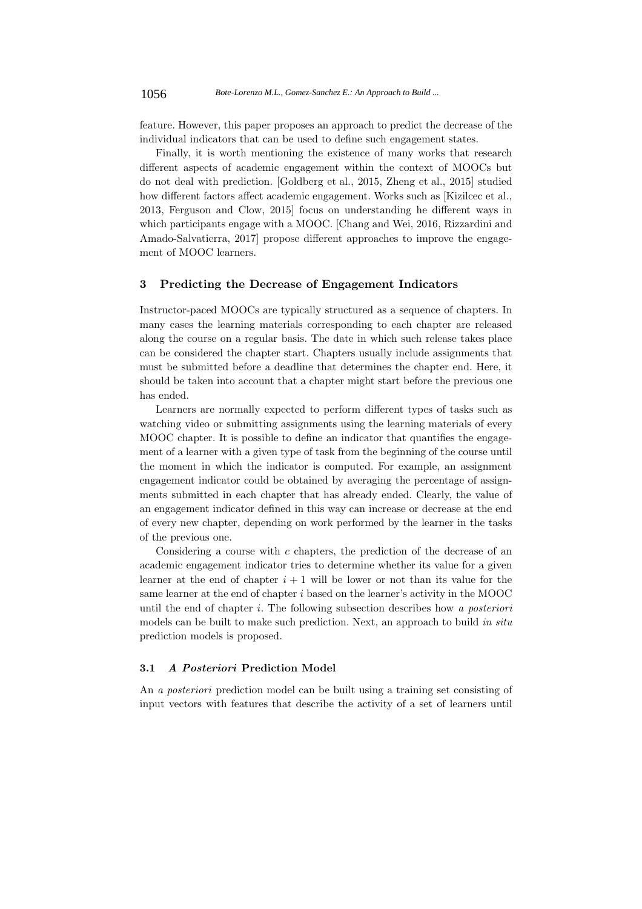feature. However, this paper proposes an approach to predict the decrease of the individual indicators that can be used to define such engagement states.

Finally, it is worth mentioning the existence of many works that research different aspects of academic engagement within the context of MOOCs but do not deal with prediction. [Goldberg et al., 2015, Zheng et al., 2015] studied how different factors affect academic engagement. Works such as [Kizilcec et al., 2013, Ferguson and Clow, 2015] focus on understanding he different ways in which participants engage with a MOOC. [Chang and Wei, 2016, Rizzardini and Amado-Salvatierra, 2017] propose different approaches to improve the engagement of MOOC learners.

## 3 Predicting the Decrease of Engagement Indicators

Instructor-paced MOOCs are typically structured as a sequence of chapters. In many cases the learning materials corresponding to each chapter are released along the course on a regular basis. The date in which such release takes place can be considered the chapter start. Chapters usually include assignments that must be submitted before a deadline that determines the chapter end. Here, it should be taken into account that a chapter might start before the previous one has ended.

Learners are normally expected to perform different types of tasks such as watching video or submitting assignments using the learning materials of every MOOC chapter. It is possible to define an indicator that quantifies the engagement of a learner with a given type of task from the beginning of the course until the moment in which the indicator is computed. For example, an assignment engagement indicator could be obtained by averaging the percentage of assignments submitted in each chapter that has already ended. Clearly, the value of an engagement indicator defined in this way can increase or decrease at the end of every new chapter, depending on work performed by the learner in the tasks of the previous one.

Considering a course with $c$ chapters, the prediction of the decrease of an academic engagement indicator tries to determine whether its value for a given learner at the end of chapter $i + 1$ will be lower or not than its value for the same learner at the end of chapter $i$ based on the learner's activity in the MOOC until the end of chapter $i$. The following subsection describes how *a posteriori* models can be built to make such prediction. Next, an approach to build *in situ* prediction models is proposed.

### 3.1 *A Posteriori* Prediction Model

An *a posteriori* prediction model can be built using a training set consisting of input vectors with features that describe the activity of a set of learners until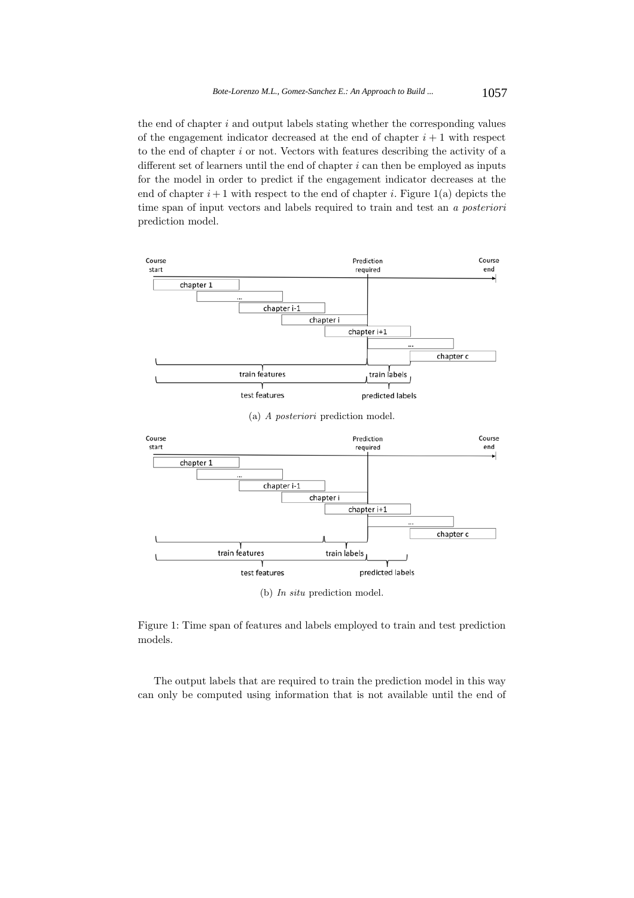the end of chapter $i$ and output labels stating whether the corresponding values of the engagement indicator decreased at the end of chapter $i+1$ with respect to the end of chapter $i$ or not. Vectors with features describing the activity of a different set of learners until the end of chapter $i$ can then be employed as inputs for the model in order to predict if the engagement indicator decreases at the end of chapter $i+1$ with respect to the end of chapter $i$. Figure 1(a) depicts the time span of input vectors and labels required to train and test an *a posteriori* prediction model.

(a) *A posteriori* prediction model.

(b) *In situ* prediction model.

Figure 1: Time span of features and labels employed to train and test prediction models.

The output labels that are required to train the prediction model in this way can only be computed using information that is not available until the end of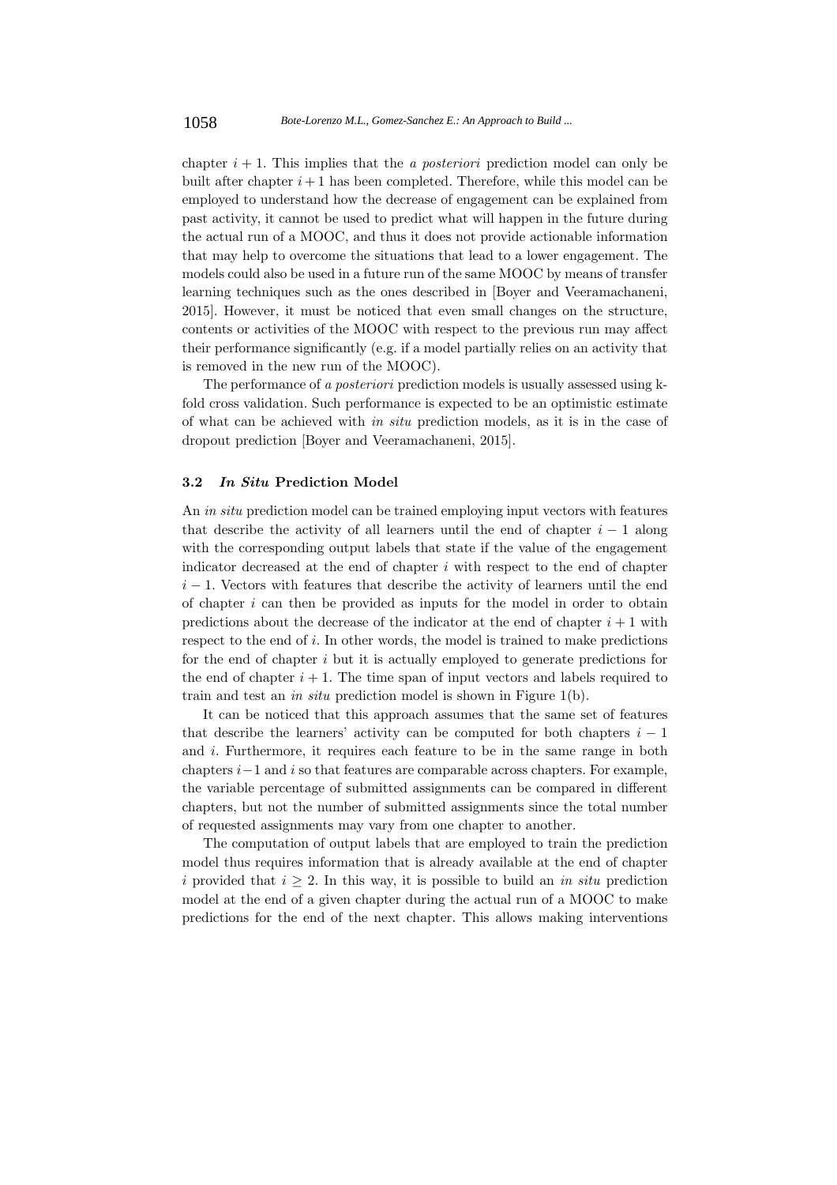chapter $i + 1$. This implies that the *a posteriori* prediction model can only be built after chapter $i + 1$ has been completed. Therefore, while this model can be employed to understand how the decrease of engagement can be explained from past activity, it cannot be used to predict what will happen in the future during the actual run of a MOOC, and thus it does not provide actionable information that may help to overcome the situations that lead to a lower engagement. The models could also be used in a future run of the same MOOC by means of transfer learning techniques such as the ones described in [Boyer and Veeramachaneni, 2015]. However, it must be noticed that even small changes on the structure, contents or activities of the MOOC with respect to the previous run may affect their performance significantly (e.g. if a model partially relies on an activity that is removed in the new run of the MOOC).

The performance of *a posteriori* prediction models is usually assessed using k-fold cross validation. Such performance is expected to be an optimistic estimate of what can be achieved with *in situ* prediction models, as it is in the case of dropout prediction [Boyer and Veeramachaneni, 2015].

### 3.2 *In Situ* Prediction Model

An *in situ* prediction model can be trained employing input vectors with features that describe the activity of all learners until the end of chapter $i - 1$ along with the corresponding output labels that state if the value of the engagement indicator decreased at the end of chapter $i$ with respect to the end of chapter $i - 1$. Vectors with features that describe the activity of learners until the end of chapter $i$ can then be provided as inputs for the model in order to obtain predictions about the decrease of the indicator at the end of chapter $i + 1$ with respect to the end of $i$. In other words, the model is trained to make predictions for the end of chapter $i$ but it is actually employed to generate predictions for the end of chapter $i + 1$. The time span of input vectors and labels required to train and test an *in situ* prediction model is shown in Figure 1(b).

It can be noticed that this approach assumes that the same set of features that describe the learners' activity can be computed for both chapters $i - 1$ and $i$. Furthermore, it requires each feature to be in the same range in both chapters $i - 1$ and $i$ so that features are comparable across chapters. For example, the variable percentage of submitted assignments can be compared in different chapters, but not the number of submitted assignments since the total number of requested assignments may vary from one chapter to another.

The computation of output labels that are employed to train the prediction model thus requires information that is already available at the end of chapter $i$ provided that $i \geq 2$. In this way, it is possible to build an *in situ* prediction model at the end of a given chapter during the actual run of a MOOC to make predictions for the end of the next chapter. This allows making interventions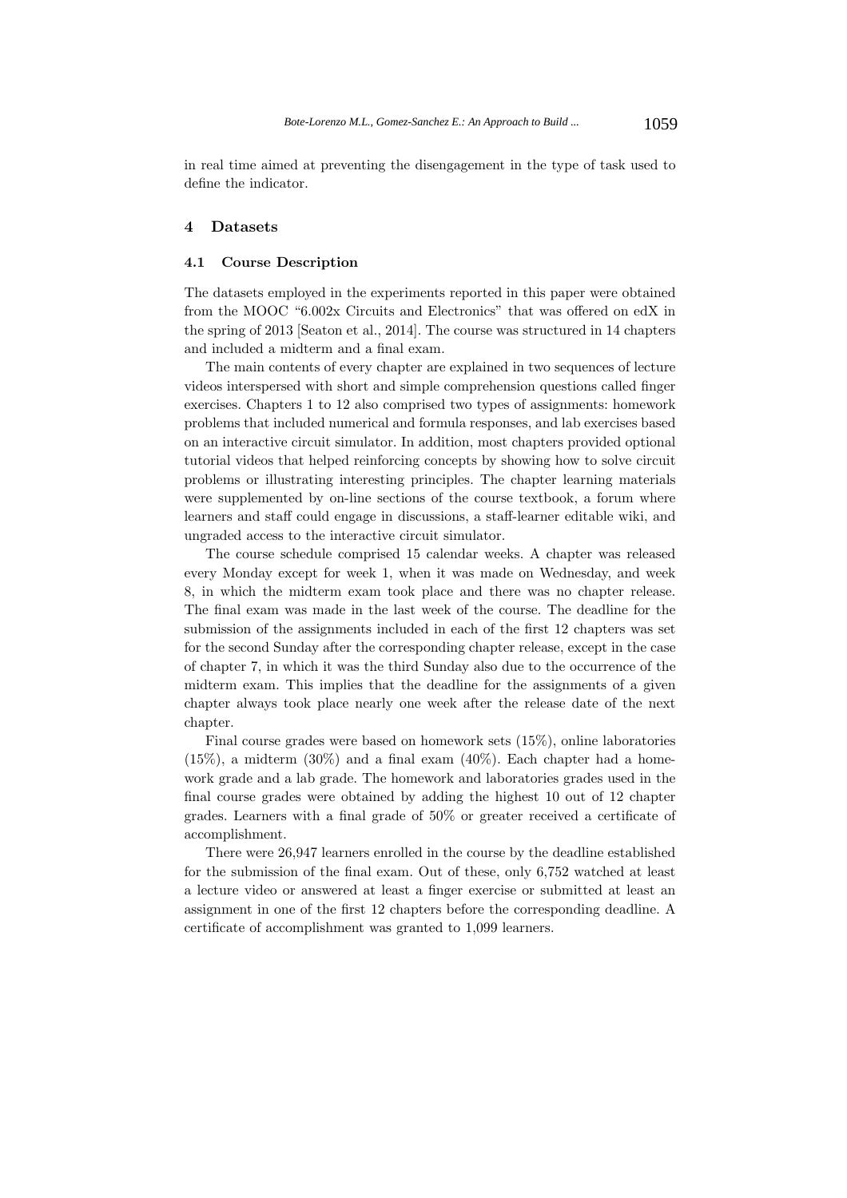in real time aimed at preventing the disengagement in the type of task used to define the indicator.

## 4 Datasets

### 4.1 Course Description

The datasets employed in the experiments reported in this paper were obtained from the MOOC "6.002x Circuits and Electronics" that was offered on edX in the spring of 2013 [Seaton et al., 2014]. The course was structured in 14 chapters and included a midterm and a final exam.

The main contents of every chapter are explained in two sequences of lecture videos interspersed with short and simple comprehension questions called finger exercises. Chapters 1 to 12 also comprised two types of assignments: homework problems that included numerical and formula responses, and lab exercises based on an interactive circuit simulator. In addition, most chapters provided optional tutorial videos that helped reinforcing concepts by showing how to solve circuit problems or illustrating interesting principles. The chapter learning materials were supplemented by on-line sections of the course textbook, a forum where learners and staff could engage in discussions, a staff-learner editable wiki, and ungraded access to the interactive circuit simulator.

The course schedule comprised 15 calendar weeks. A chapter was released every Monday except for week 1, when it was made on Wednesday, and week 8, in which the midterm exam took place and there was no chapter release. The final exam was made in the last week of the course. The deadline for the submission of the assignments included in each of the first 12 chapters was set for the second Sunday after the corresponding chapter release, except in the case of chapter 7, in which it was the third Sunday also due to the occurrence of the midterm exam. This implies that the deadline for the assignments of a given chapter always took place nearly one week after the release date of the next chapter.

Final course grades were based on homework sets (15%), online laboratories (15%), a midterm (30%) and a final exam (40%). Each chapter had a homework grade and a lab grade. The homework and laboratories grades used in the final course grades were obtained by adding the highest 10 out of 12 chapter grades. Learners with a final grade of 50% or greater received a certificate of accomplishment.

There were 26,947 learners enrolled in the course by the deadline established for the submission of the final exam. Out of these, only 6,752 watched at least a lecture video or answered at least a finger exercise or submitted at least an assignment in one of the first 12 chapters before the corresponding deadline. A certificate of accomplishment was granted to 1,099 learners.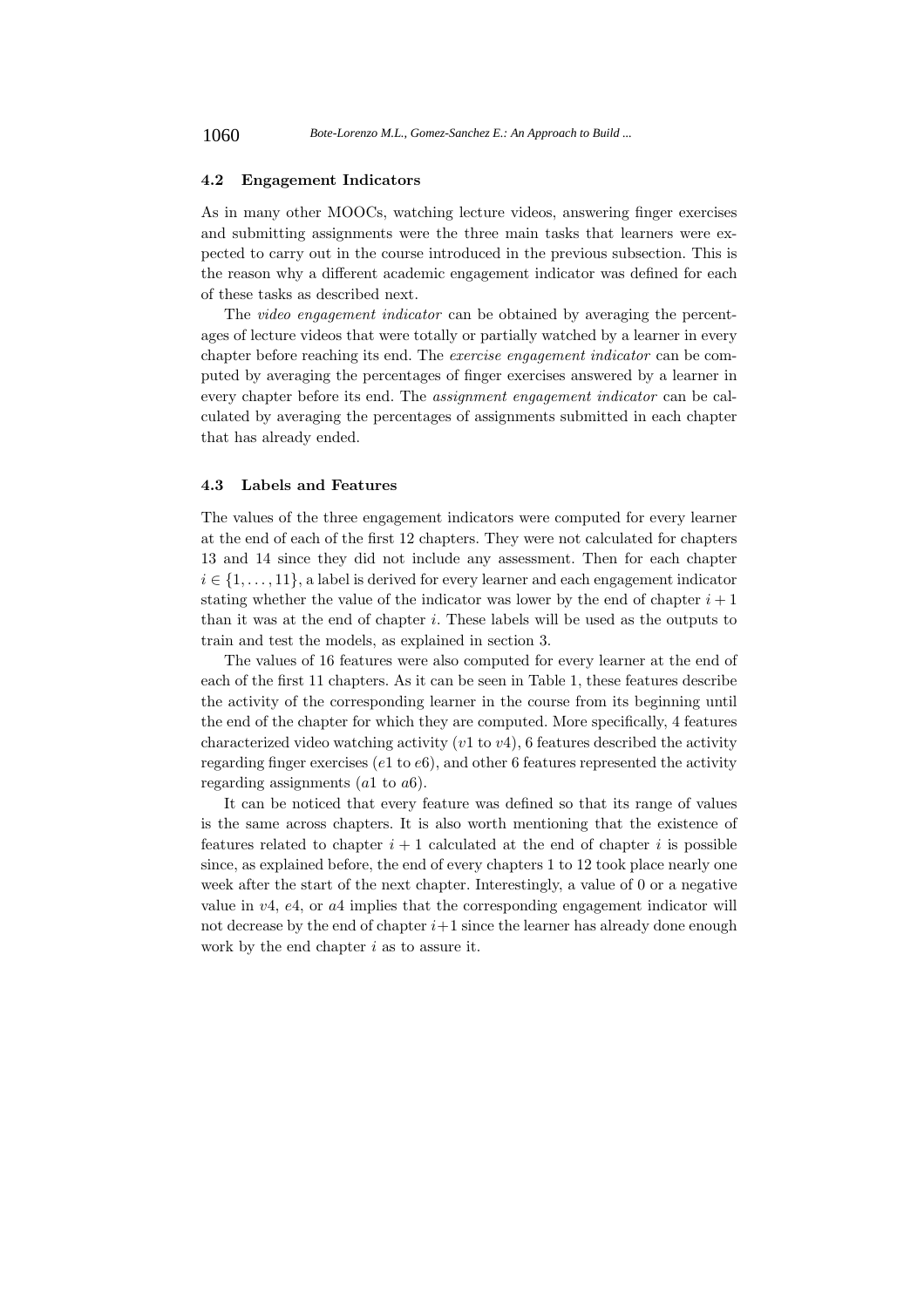### 4.2 Engagement Indicators

As in many other MOOCs, watching lecture videos, answering finger exercises and submitting assignments were the three main tasks that learners were expected to carry out in the course introduced in the previous subsection. This is the reason why a different academic engagement indicator was defined for each of these tasks as described next.

The *video engagement indicator* can be obtained by averaging the percentages of lecture videos that were totally or partially watched by a learner in every chapter before reaching its end. The *exercise engagement indicator* can be computed by averaging the percentages of finger exercises answered by a learner in every chapter before its end. The *assignment engagement indicator* can be calculated by averaging the percentages of assignments submitted in each chapter that has already ended.

### 4.3 Labels and Features

The values of the three engagement indicators were computed for every learner at the end of each of the first 12 chapters. They were not calculated for chapters 13 and 14 since they did not include any assessment. Then for each chapter $i \in \{1, \ldots, 11\}$, a label is derived for every learner and each engagement indicator stating whether the value of the indicator was lower by the end of chapter $i + 1$ than it was at the end of chapter $i$. These labels will be used as the outputs to train and test the models, as explained in section 3.

The values of 16 features were also computed for every learner at the end of each of the first 11 chapters. As it can be seen in Table 1, these features describe the activity of the corresponding learner in the course from its beginning until the end of the chapter for which they are computed. More specifically, 4 features characterized video watching activity ($v1$ to $v4$), 6 features described the activity regarding finger exercises ($e1$ to $e6$), and other 6 features represented the activity regarding assignments ($a1$ to $a6$).

It can be noticed that every feature was defined so that its range of values is the same across chapters. It is also worth mentioning that the existence of features related to chapter $i + 1$ calculated at the end of chapter $i$ is possible since, as explained before, the end of every chapters 1 to 12 took place nearly one week after the start of the next chapter. Interestingly, a value of 0 or a negative value in $v4$, $e4$, or $a4$ implies that the corresponding engagement indicator will not decrease by the end of chapter $i+1$ since the learner has already done enough work by the end chapter $i$ as to assure it.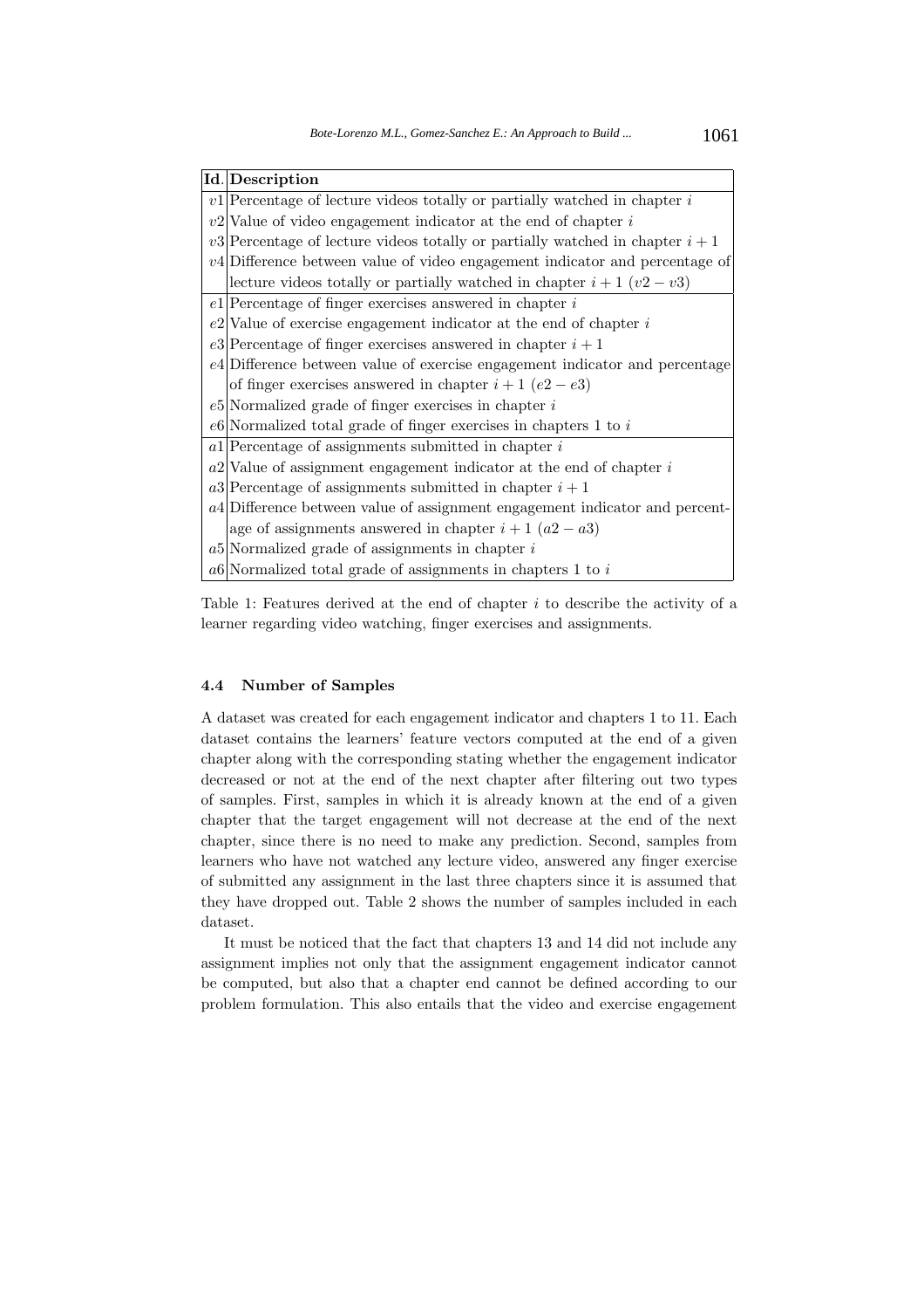| Id. | Description |
|---|---|
| $v1$ | Percentage of lecture videos totally or partially watched in chapter $i$ |
| $v2$ | Value of video engagement indicator at the end of chapter $i$ |
| $v3$ | Percentage of lecture videos totally or partially watched in chapter $i+1$ |
| $v4$ | Difference between value of video engagement indicator and percentage of lecture videos totally or partially watched in chapter $i+1$ ($v2-v3$) |
| $e1$ | Percentage of finger exercises answered in chapter $i$ |
| $e2$ | Value of exercise engagement indicator at the end of chapter $i$ |
| $e3$ | Percentage of finger exercises answered in chapter $i+1$ |
| $e4$ | Difference between value of exercise engagement indicator and percentage of finger exercises answered in chapter $i+1$ ($e2-e3$) |
| $e5$ | Normalized grade of finger exercises in chapter $i$ |
| $e6$ | Normalized total grade of finger exercises in chapters 1 to $i$ |
| $a1$ | Percentage of assignments submitted in chapter $i$ |
| $a2$ | Value of assignment engagement indicator at the end of chapter $i$ |
| $a3$ | Percentage of assignments submitted in chapter $i+1$ |
| $a4$ | Difference between value of assignment engagement indicator and percentage of assignments answered in chapter $i+1$ ($a2-a3$) |
| $a5$ | Normalized grade of assignments in chapter $i$ |
| $a6$ | Normalized total grade of assignments in chapters 1 to $i$ |

Table 1: Features derived at the end of chapter $i$ to describe the activity of a learner regarding video watching, finger exercises and assignments.

### 4.4 Number of Samples

A dataset was created for each engagement indicator and chapters 1 to 11. Each dataset contains the learners' feature vectors computed at the end of a given chapter along with the corresponding stating whether the engagement indicator decreased or not at the end of the next chapter after filtering out two types of samples. First, samples in which it is already known at the end of a given chapter that the target engagement will not decrease at the end of the next chapter, since there is no need to make any prediction. Second, samples from learners who have not watched any lecture video, answered any finger exercise of submitted any assignment in the last three chapters since it is assumed that they have dropped out. Table 2 shows the number of samples included in each dataset.

It must be noticed that the fact that chapters 13 and 14 did not include any assignment implies not only that the assignment engagement indicator cannot be computed, but also that a chapter end cannot be defined according to our problem formulation. This also entails that the video and exercise engagement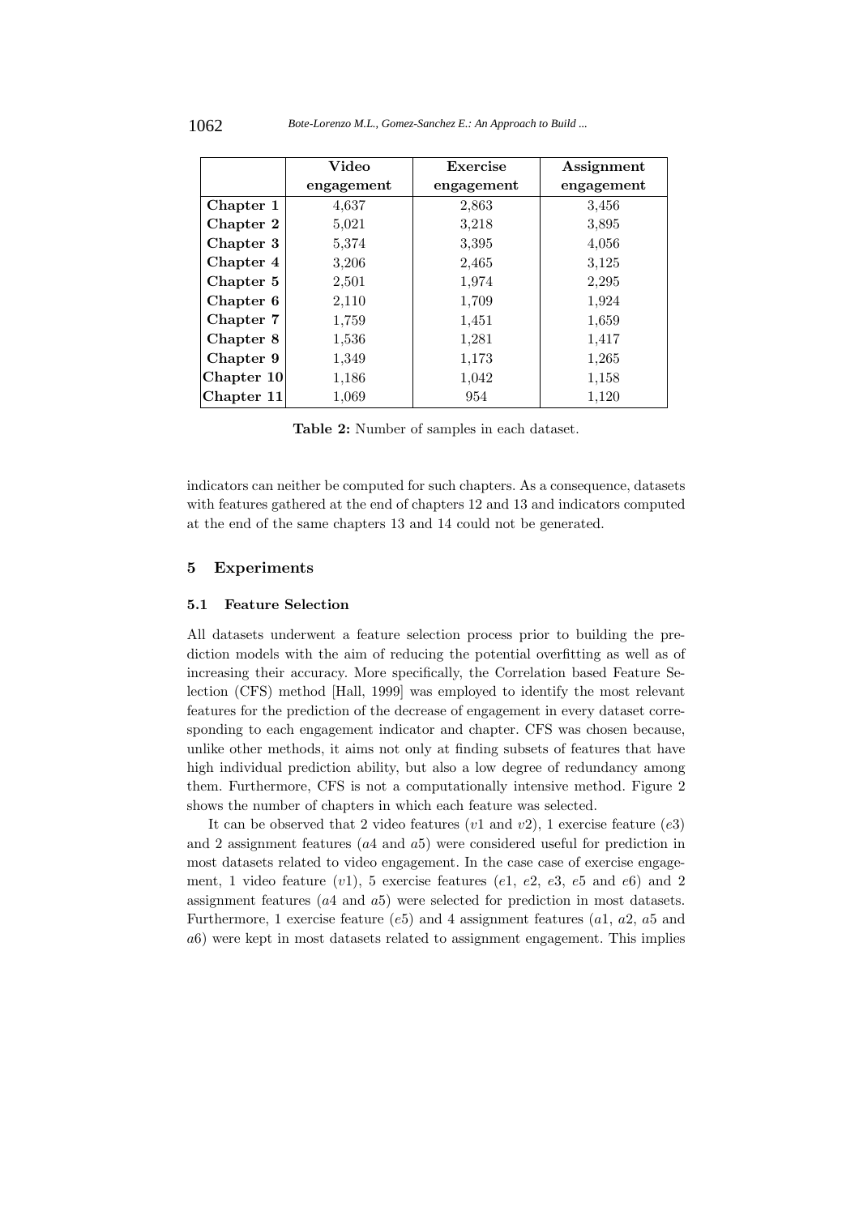| | Video engagement | Exercise engagement | Assignment engagement |
|---|---|---|---|
| **Chapter 1** | 4,637 | 2,863 | 3,456 |
| **Chapter 2** | 5,021 | 3,218 | 3,895 |
| **Chapter 3** | 5,374 | 3,395 | 4,056 |
| **Chapter 4** | 3,206 | 2,465 | 3,125 |
| **Chapter 5** | 2,501 | 1,974 | 2,295 |
| **Chapter 6** | 2,110 | 1,709 | 1,924 |
| **Chapter 7** | 1,759 | 1,451 | 1,659 |
| **Chapter 8** | 1,536 | 1,281 | 1,417 |
| **Chapter 9** | 1,349 | 1,173 | 1,265 |
| **Chapter 10** | 1,186 | 1,042 | 1,158 |
| **Chapter 11** | 1,069 | 954 | 1,120 |

**Table 2:** Number of samples in each dataset.

indicators can neither be computed for such chapters. As a consequence, datasets with features gathered at the end of chapters 12 and 13 and indicators computed at the end of the same chapters 13 and 14 could not be generated.

## 5 Experiments

### 5.1 Feature Selection

All datasets underwent a feature selection process prior to building the prediction models with the aim of reducing the potential overfitting as well as of increasing their accuracy. More specifically, the Correlation based Feature Selection (CFS) method [Hall, 1999] was employed to identify the most relevant features for the prediction of the decrease of engagement in every dataset corresponding to each engagement indicator and chapter. CFS was chosen because, unlike other methods, it aims not only at finding subsets of features that have high individual prediction ability, but also a low degree of redundancy among them. Furthermore, CFS is not a computationally intensive method. Figure 2 shows the number of chapters in which each feature was selected.

It can be observed that 2 video features ($v1$ and $v2$), 1 exercise feature ($e3$) and 2 assignment features ($a4$ and $a5$) were considered useful for prediction in most datasets related to video engagement. In the case case of exercise engagement, 1 video feature ($v1$), 5 exercise features ($e1$, $e2$, $e3$, $e5$ and $e6$) and 2 assignment features ($a4$ and $a5$) were selected for prediction in most datasets. Furthermore, 1 exercise feature ($e5$) and 4 assignment features ($a1$, $a2$, $a5$ and $a6$) were kept in most datasets related to assignment engagement. This implies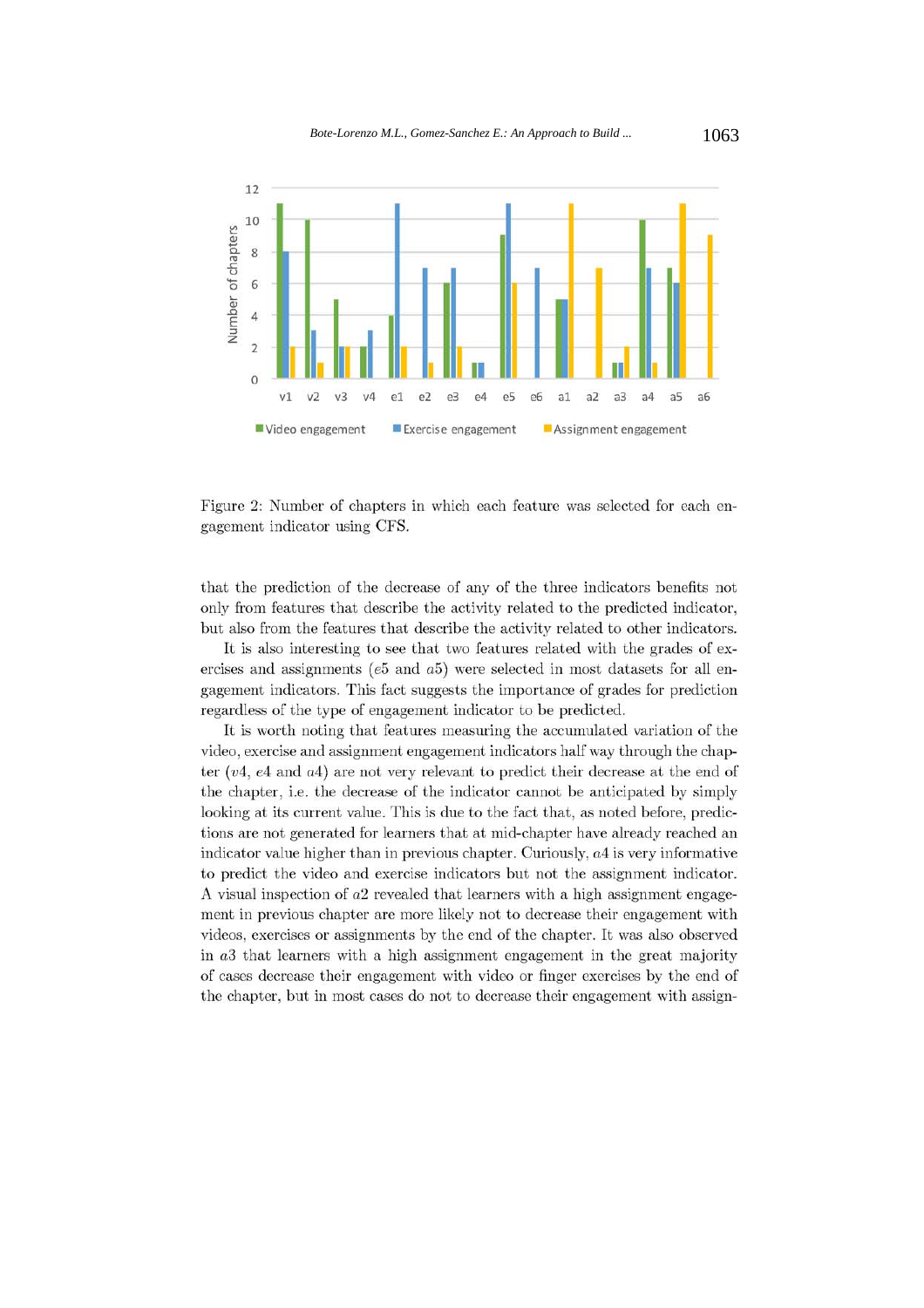Figure 2: Number of chapters in which each feature was selected for each engagement indicator using CFS.

that the prediction of the decrease of any of the three indicators benefits not only from features that describe the activity related to the predicted indicator, but also from the features that describe the activity related to other indicators.

It is also interesting to see that two features related with the grades of exercises and assignments ($e5$ and $a5$) were selected in most datasets for all engagement indicators. This fact suggests the importance of grades for prediction regardless of the type of engagement indicator to be predicted.

It is worth noting that features measuring the accumulated variation of the video, exercise and assignment engagement indicators half way through the chapter ($v4$, $e4$ and $a4$) are not very relevant to predict their decrease at the end of the chapter, i.e. the decrease of the indicator cannot be anticipated by simply looking at its current value. This is due to the fact that, as noted before, predictions are not generated for learners that at mid-chapter have already reached an indicator value higher than in previous chapter. Curiously, $a4$ is very informative to predict the video and exercise indicators but not the assignment indicator. A visual inspection of $a2$ revealed that learners with a high assignment engagement in previous chapter are more likely not to decrease their engagement with videos, exercises or assignments by the end of the chapter. It was also observed in $a3$ that learners with a high assignment engagement in the great majority of cases decrease their engagement with video or finger exercises by the end of the chapter, but in most cases do not to decrease their engagement with assign-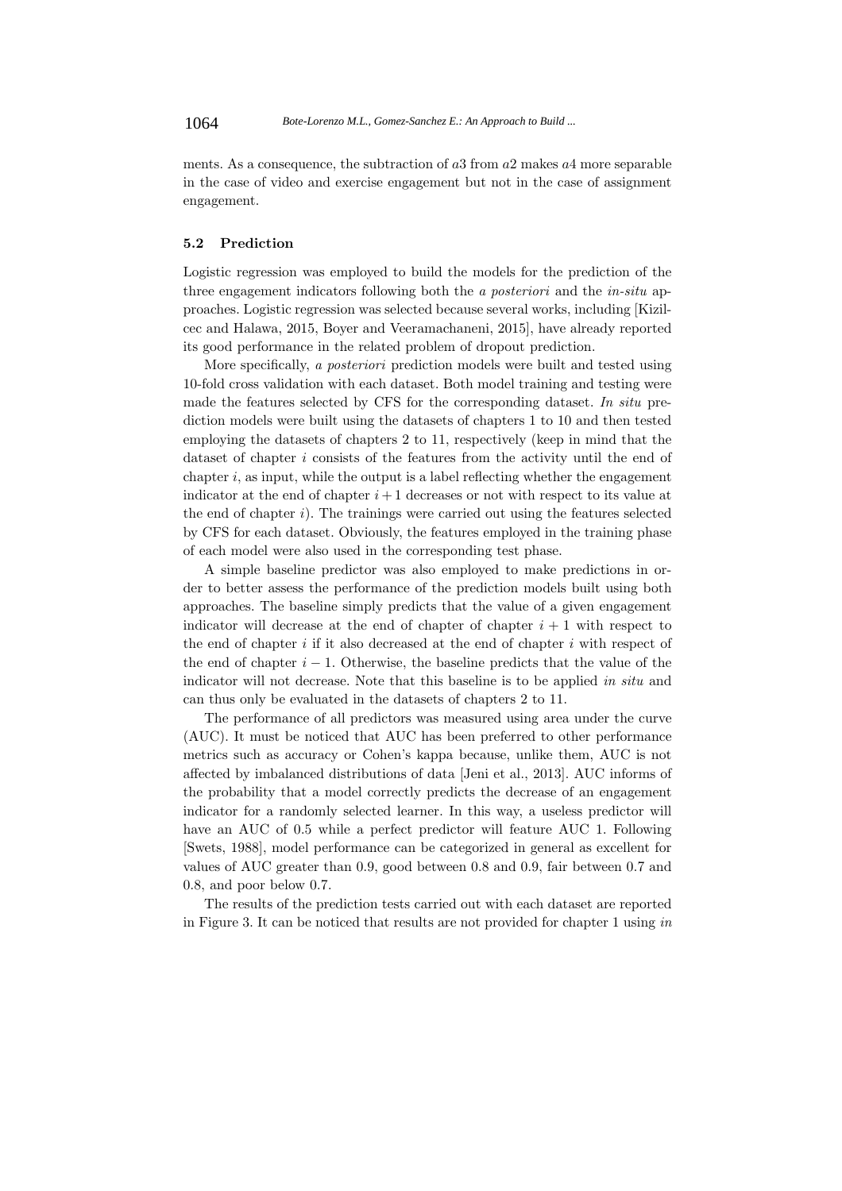ments. As a consequence, the subtraction of $a3$ from $a2$ makes $a4$ more separable in the case of video and exercise engagement but not in the case of assignment engagement.

### 5.2 Prediction

Logistic regression was employed to build the models for the prediction of the three engagement indicators following both the *a posteriori* and the *in-situ* approaches. Logistic regression was selected because several works, including [Kizilcec and Halawa, 2015, Boyer and Veeramachaneni, 2015], have already reported its good performance in the related problem of dropout prediction.

More specifically, *a posteriori* prediction models were built and tested using 10-fold cross validation with each dataset. Both model training and testing were made the features selected by CFS for the corresponding dataset. *In situ* prediction models were built using the datasets of chapters 1 to 10 and then tested employing the datasets of chapters 2 to 11, respectively (keep in mind that the dataset of chapter $i$ consists of the features from the activity until the end of chapter $i$, as input, while the output is a label reflecting whether the engagement indicator at the end of chapter $i+1$ decreases or not with respect to its value at the end of chapter $i$). The trainings were carried out using the features selected by CFS for each dataset. Obviously, the features employed in the training phase of each model were also used in the corresponding test phase.

A simple baseline predictor was also employed to make predictions in order to better assess the performance of the prediction models built using both approaches. The baseline simply predicts that the value of a given engagement indicator will decrease at the end of chapter of chapter $i+1$ with respect to the end of chapter $i$ if it also decreased at the end of chapter $i$ with respect of the end of chapter $i-1$. Otherwise, the baseline predicts that the value of the indicator will not decrease. Note that this baseline is to be applied *in situ* and can thus only be evaluated in the datasets of chapters 2 to 11.

The performance of all predictors was measured using area under the curve (AUC). It must be noticed that AUC has been preferred to other performance metrics such as accuracy or Cohen's kappa because, unlike them, AUC is not affected by imbalanced distributions of data [Jeni et al., 2013]. AUC informs of the probability that a model correctly predicts the decrease of an engagement indicator for a randomly selected learner. In this way, a useless predictor will have an AUC of 0.5 while a perfect predictor will feature AUC 1. Following [Swets, 1988], model performance can be categorized in general as excellent for values of AUC greater than 0.9, good between 0.8 and 0.9, fair between 0.7 and 0.8, and poor below 0.7.

The results of the prediction tests carried out with each dataset are reported in Figure 3. It can be noticed that results are not provided for chapter 1 using *in*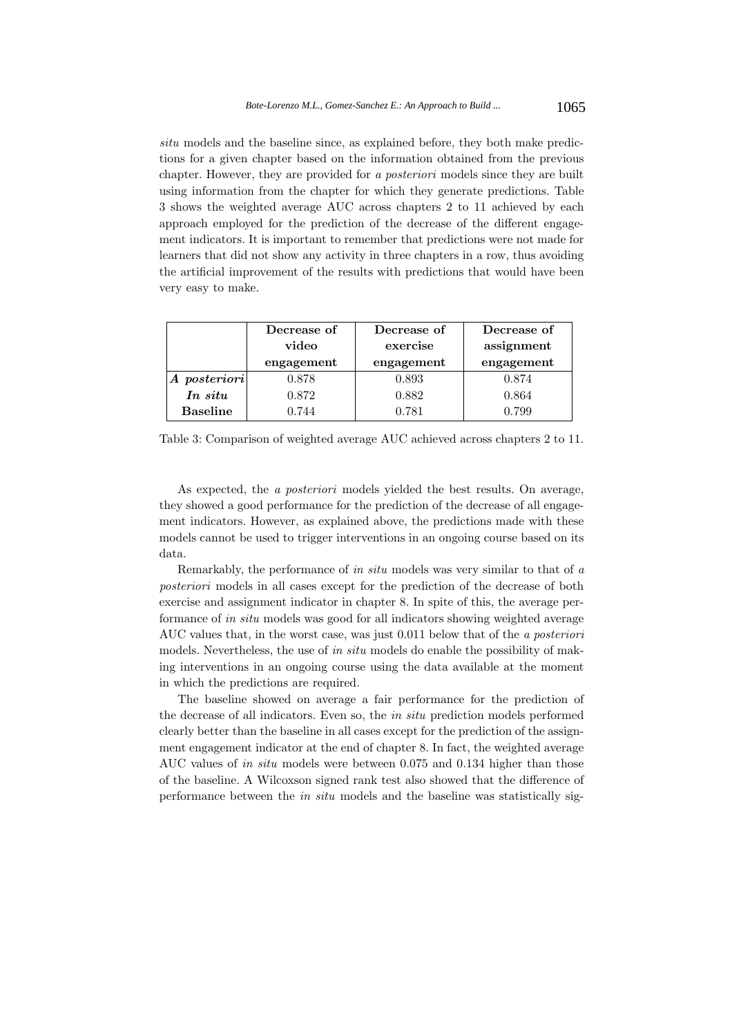*situ* models and the baseline since, as explained before, they both make predictions for a given chapter based on the information obtained from the previous chapter. However, they are provided for *a posteriori* models since they are built using information from the chapter for which they generate predictions. Table 3 shows the weighted average AUC across chapters 2 to 11 achieved by each approach employed for the prediction of the decrease of the different engagement indicators. It is important to remember that predictions were not made for learners that did not show any activity in three chapters in a row, thus avoiding the artificial improvement of the results with predictions that would have been very easy to make.

| | **Decrease of video engagement** | **Decrease of exercise engagement** | **Decrease of assignment engagement** |
|---|---|---|---|
| ***A posteriori*** | 0.878 | 0.893 | 0.874 |
| ***In situ*** | 0.872 | 0.882 | 0.864 |
| **Baseline** | 0.744 | 0.781 | 0.799 |

Table 3: Comparison of weighted average AUC achieved across chapters 2 to 11.

As expected, the *a posteriori* models yielded the best results. On average, they showed a good performance for the prediction of the decrease of all engagement indicators. However, as explained above, the predictions made with these models cannot be used to trigger interventions in an ongoing course based on its data.

Remarkably, the performance of *in situ* models was very similar to that of *a posteriori* models in all cases except for the prediction of the decrease of both exercise and assignment indicator in chapter 8. In spite of this, the average performance of *in situ* models was good for all indicators showing weighted average AUC values that, in the worst case, was just 0.011 below that of the *a posteriori* models. Nevertheless, the use of *in situ* models do enable the possibility of making interventions in an ongoing course using the data available at the moment in which the predictions are required.

The baseline showed on average a fair performance for the prediction of the decrease of all indicators. Even so, the *in situ* prediction models performed clearly better than the baseline in all cases except for the prediction of the assignment engagement indicator at the end of chapter 8. In fact, the weighted average AUC values of *in situ* models were between 0.075 and 0.134 higher than those of the baseline. A Wilcoxson signed rank test also showed that the difference of performance between the *in situ* models and the baseline was statistically sig-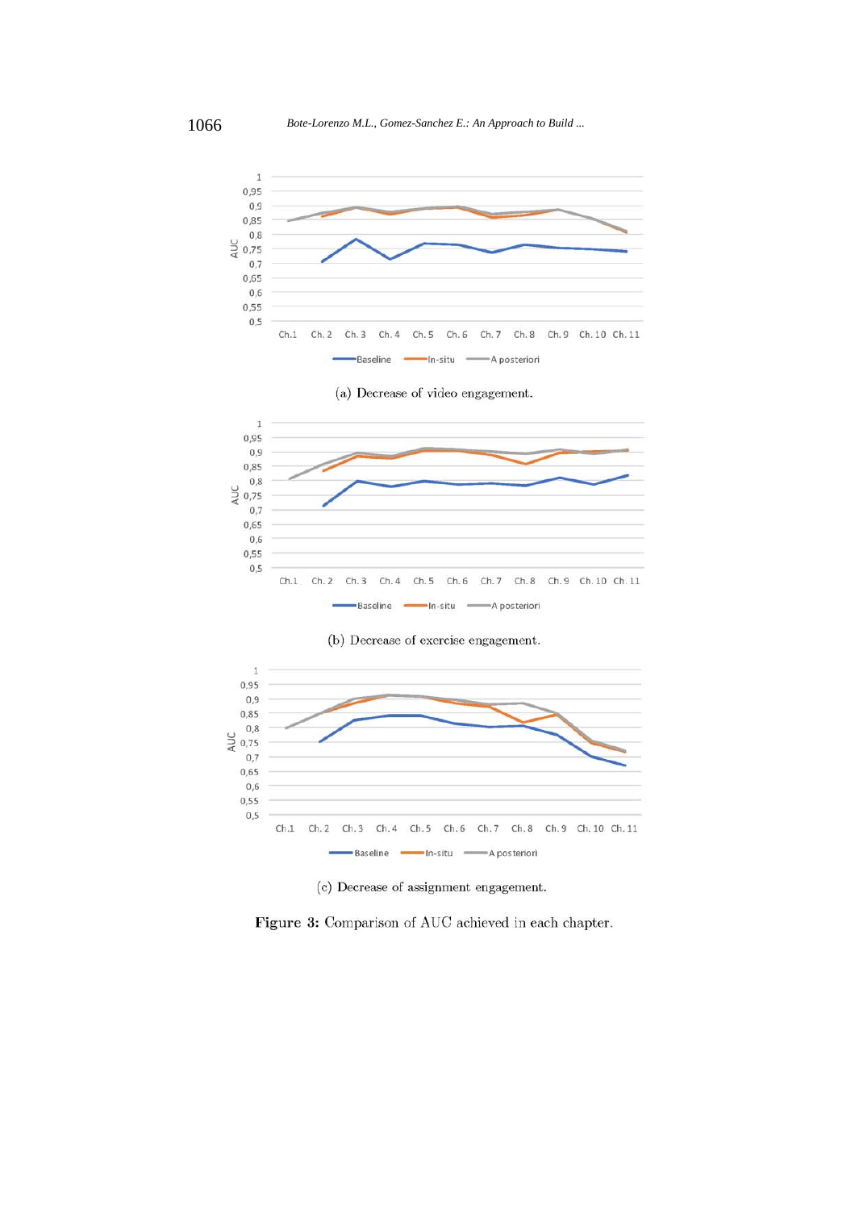(a) Decrease of video engagement.

(b) Decrease of exercise engagement.

(c) Decrease of assignment engagement.

**Figure 3:** Comparison of AUC achieved in each chapter.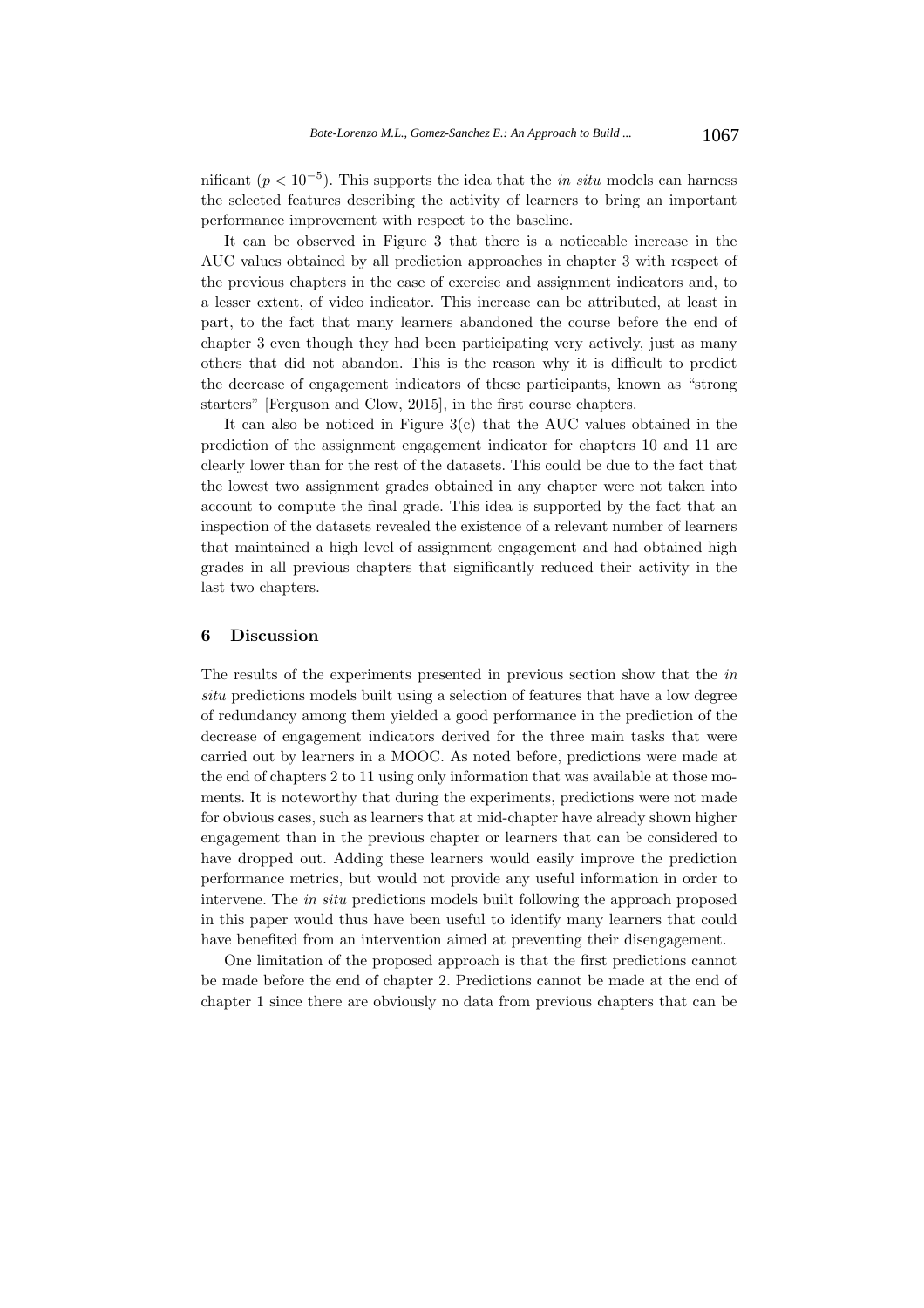nificant ($p < 10^{-5}$). This supports the idea that the *in situ* models can harness the selected features describing the activity of learners to bring an important performance improvement with respect to the baseline.

It can be observed in Figure 3 that there is a noticeable increase in the AUC values obtained by all prediction approaches in chapter 3 with respect of the previous chapters in the case of exercise and assignment indicators and, to a lesser extent, of video indicator. This increase can be attributed, at least in part, to the fact that many learners abandoned the course before the end of chapter 3 even though they had been participating very actively, just as many others that did not abandon. This is the reason why it is difficult to predict the decrease of engagement indicators of these participants, known as "strong starters" [Ferguson and Clow, 2015], in the first course chapters.

It can also be noticed in Figure 3(c) that the AUC values obtained in the prediction of the assignment engagement indicator for chapters 10 and 11 are clearly lower than for the rest of the datasets. This could be due to the fact that the lowest two assignment grades obtained in any chapter were not taken into account to compute the final grade. This idea is supported by the fact that an inspection of the datasets revealed the existence of a relevant number of learners that maintained a high level of assignment engagement and had obtained high grades in all previous chapters that significantly reduced their activity in the last two chapters.

## 6 Discussion

The results of the experiments presented in previous section show that the *in situ* predictions models built using a selection of features that have a low degree of redundancy among them yielded a good performance in the prediction of the decrease of engagement indicators derived for the three main tasks that were carried out by learners in a MOOC. As noted before, predictions were made at the end of chapters 2 to 11 using only information that was available at those moments. It is noteworthy that during the experiments, predictions were not made for obvious cases, such as learners that at mid-chapter have already shown higher engagement than in the previous chapter or learners that can be considered to have dropped out. Adding these learners would easily improve the prediction performance metrics, but would not provide any useful information in order to intervene. The *in situ* predictions models built following the approach proposed in this paper would thus have been useful to identify many learners that could have benefited from an intervention aimed at preventing their disengagement.

One limitation of the proposed approach is that the first predictions cannot be made before the end of chapter 2. Predictions cannot be made at the end of chapter 1 since there are obviously no data from previous chapters that can be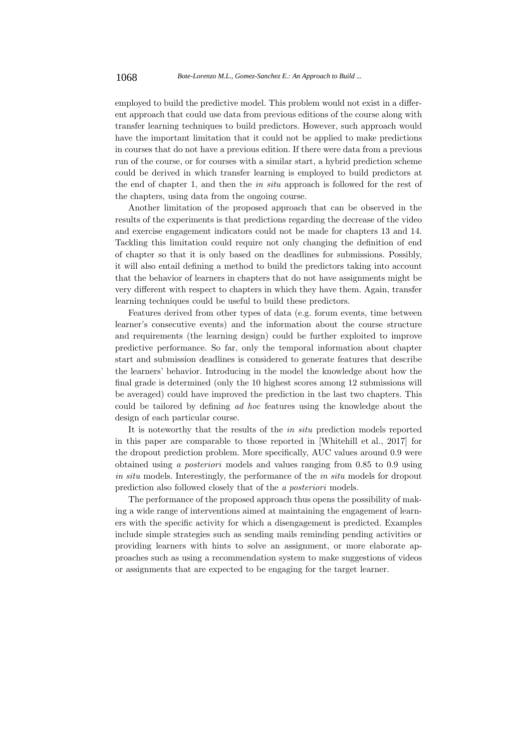employed to build the predictive model. This problem would not exist in a different approach that could use data from previous editions of the course along with transfer learning techniques to build predictors. However, such approach would have the important limitation that it could not be applied to make predictions in courses that do not have a previous edition. If there were data from a previous run of the course, or for courses with a similar start, a hybrid prediction scheme could be derived in which transfer learning is employed to build predictors at the end of chapter 1, and then the *in situ* approach is followed for the rest of the chapters, using data from the ongoing course.

Another limitation of the proposed approach that can be observed in the results of the experiments is that predictions regarding the decrease of the video and exercise engagement indicators could not be made for chapters 13 and 14. Tackling this limitation could require not only changing the definition of end of chapter so that it is only based on the deadlines for submissions. Possibly, it will also entail defining a method to build the predictors taking into account that the behavior of learners in chapters that do not have assignments might be very different with respect to chapters in which they have them. Again, transfer learning techniques could be useful to build these predictors.

Features derived from other types of data (e.g. forum events, time between learner's consecutive events) and the information about the course structure and requirements (the learning design) could be further exploited to improve predictive performance. So far, only the temporal information about chapter start and submission deadlines is considered to generate features that describe the learners' behavior. Introducing in the model the knowledge about how the final grade is determined (only the 10 highest scores among 12 submissions will be averaged) could have improved the prediction in the last two chapters. This could be tailored by defining *ad hoc* features using the knowledge about the design of each particular course.

It is noteworthy that the results of the *in situ* prediction models reported in this paper are comparable to those reported in [Whitehill et al., 2017] for the dropout prediction problem. More specifically, AUC values around 0.9 were obtained using *a posteriori* models and values ranging from 0.85 to 0.9 using *in situ* models. Interestingly, the performance of the *in situ* models for dropout prediction also followed closely that of the *a posteriori* models.

The performance of the proposed approach thus opens the possibility of making a wide range of interventions aimed at maintaining the engagement of learners with the specific activity for which a disengagement is predicted. Examples include simple strategies such as sending mails reminding pending activities or providing learners with hints to solve an assignment, or more elaborate approaches such as using a recommendation system to make suggestions of videos or assignments that are expected to be engaging for the target learner.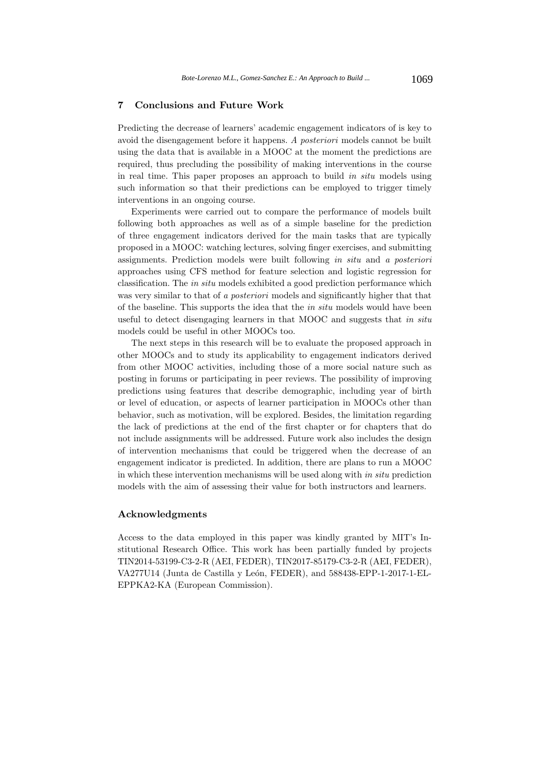## 7 Conclusions and Future Work

Predicting the decrease of learners' academic engagement indicators of is key to avoid the disengagement before it happens. *A posteriori* models cannot be built using the data that is available in a MOOC at the moment the predictions are required, thus precluding the possibility of making interventions in the course in real time. This paper proposes an approach to build *in situ* models using such information so that their predictions can be employed to trigger timely interventions in an ongoing course.

Experiments were carried out to compare the performance of models built following both approaches as well as of a simple baseline for the prediction of three engagement indicators derived for the main tasks that are typically proposed in a MOOC: watching lectures, solving finger exercises, and submitting assignments. Prediction models were built following *in situ* and *a posteriori* approaches using CFS method for feature selection and logistic regression for classification. The *in situ* models exhibited a good prediction performance which was very similar to that of *a posteriori* models and significantly higher that that of the baseline. This supports the idea that the *in situ* models would have been useful to detect disengaging learners in that MOOC and suggests that *in situ* models could be useful in other MOOCs too.

The next steps in this research will be to evaluate the proposed approach in other MOOCs and to study its applicability to engagement indicators derived from other MOOC activities, including those of a more social nature such as posting in forums or participating in peer reviews. The possibility of improving predictions using features that describe demographic, including year of birth or level of education, or aspects of learner participation in MOOCs other than behavior, such as motivation, will be explored. Besides, the limitation regarding the lack of predictions at the end of the first chapter or for chapters that do not include assignments will be addressed. Future work also includes the design of intervention mechanisms that could be triggered when the decrease of an engagement indicator is predicted. In addition, there are plans to run a MOOC in which these intervention mechanisms will be used along with *in situ* prediction models with the aim of assessing their value for both instructors and learners.

## Acknowledgments

Access to the data employed in this paper was kindly granted by MIT's Institutional Research Office. This work has been partially funded by projects TIN2014-53199-C3-2-R (AEI, FEDER), TIN2017-85179-C3-2-R (AEI, FEDER), VA277U14 (Junta de Castilla y León, FEDER), and 588438-EPP-1-2017-1-EL-EPPKA2-KA (European Commission).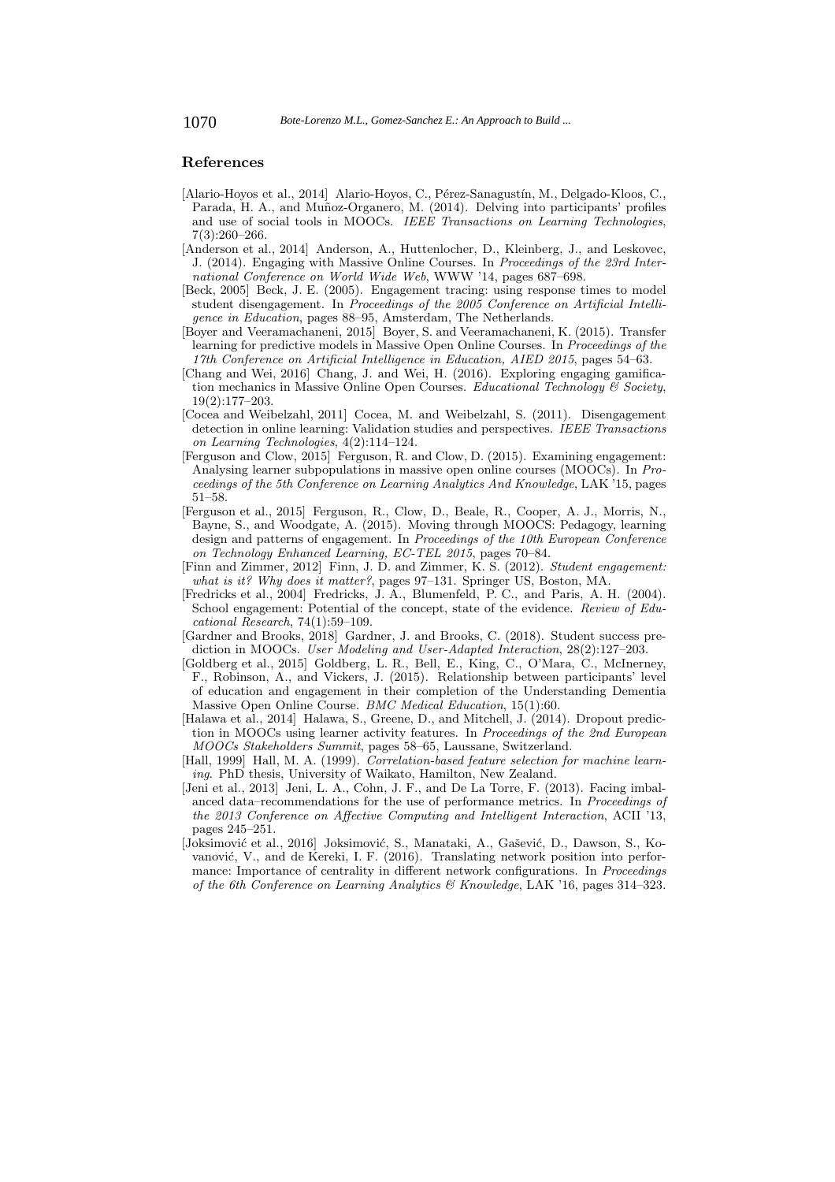## References

[Alario-Hoyos et al., 2014] Alario-Hoyos, C., Pérez-Sanagustín, M., Delgado-Kloos, C., Parada, H. A., and Muñoz-Organero, M. (2014). Delving into participants' profiles and use of social tools in MOOCs. *IEEE Transactions on Learning Technologies*, 7(3):260–266.

[Anderson et al., 2014] Anderson, A., Huttenlocher, D., Kleinberg, J., and Leskovec, J. (2014). Engaging with Massive Online Courses. In *Proceedings of the 23rd International Conference on World Wide Web*, WWW '14, pages 687–698.

[Beck, 2005] Beck, J. E. (2005). Engagement tracing: using response times to model student disengagement. In *Proceedings of the 2005 Conference on Artificial Intelligence in Education*, pages 88–95, Amsterdam, The Netherlands.

[Boyer and Veeramachaneni, 2015] Boyer, S. and Veeramachaneni, K. (2015). Transfer learning for predictive models in Massive Open Online Courses. In *Proceedings of the 17th Conference on Artificial Intelligence in Education, AIED 2015*, pages 54–63.

[Chang and Wei, 2016] Chang, J. and Wei, H. (2016). Exploring engaging gamification mechanics in Massive Online Open Courses. *Educational Technology & Society*, 19(2):177–203.

[Cocea and Weibelzahl, 2011] Cocea, M. and Weibelzahl, S. (2011). Disengagement detection in online learning: Validation studies and perspectives. *IEEE Transactions on Learning Technologies*, 4(2):114–124.

[Ferguson and Clow, 2015] Ferguson, R. and Clow, D. (2015). Examining engagement: Analysing learner subpopulations in massive open online courses (MOOCs). In *Proceedings of the 5th Conference on Learning Analytics And Knowledge*, LAK '15, pages 51–58.

[Ferguson et al., 2015] Ferguson, R., Clow, D., Beale, R., Cooper, A. J., Morris, N., Bayne, S., and Woodgate, A. (2015). Moving through MOOCS: Pedagogy, learning design and patterns of engagement. In *Proceedings of the 10th European Conference on Technology Enhanced Learning, EC-TEL 2015*, pages 70–84.

[Finn and Zimmer, 2012] Finn, J. D. and Zimmer, K. S. (2012). *Student engagement: what is it? Why does it matter?*, pages 97–131. Springer US, Boston, MA.

[Fredricks et al., 2004] Fredricks, J. A., Blumenfeld, P. C., and Paris, A. H. (2004). School engagement: Potential of the concept, state of the evidence. *Review of Educational Research*, 74(1):59–109.

[Gardner and Brooks, 2018] Gardner, J. and Brooks, C. (2018). Student success prediction in MOOCs. *User Modeling and User-Adapted Interaction*, 28(2):127–203.

[Goldberg et al., 2015] Goldberg, L. R., Bell, E., King, C., O'Mara, C., McInerney, F., Robinson, A., and Vickers, J. (2015). Relationship between participants' level of education and engagement in their completion of the Understanding Dementia Massive Open Online Course. *BMC Medical Education*, 15(1):60.

[Halawa et al., 2014] Halawa, S., Greene, D., and Mitchell, J. (2014). Dropout prediction in MOOCs using learner activity features. In *Proceedings of the 2nd European MOOCs Stakeholders Summit*, pages 58–65, Laussane, Switzerland.

[Hall, 1999] Hall, M. A. (1999). *Correlation-based feature selection for machine learning*. PhD thesis, University of Waikato, Hamilton, New Zealand.

[Jeni et al., 2013] Jeni, L. A., Cohn, J. F., and De La Torre, F. (2013). Facing imbalanced data–recommendations for the use of performance metrics. In *Proceedings of the 2013 Conference on Affective Computing and Intelligent Interaction*, ACII '13, pages 245–251.

[Joksimović et al., 2016] Joksimović, S., Manataki, A., Gašević, D., Dawson, S., Kovanović, V., and de Kereki, I. F. (2016). Translating network position into performance: Importance of centrality in different network configurations. In *Proceedings of the 6th Conference on Learning Analytics & Knowledge*, LAK '16, pages 314–323.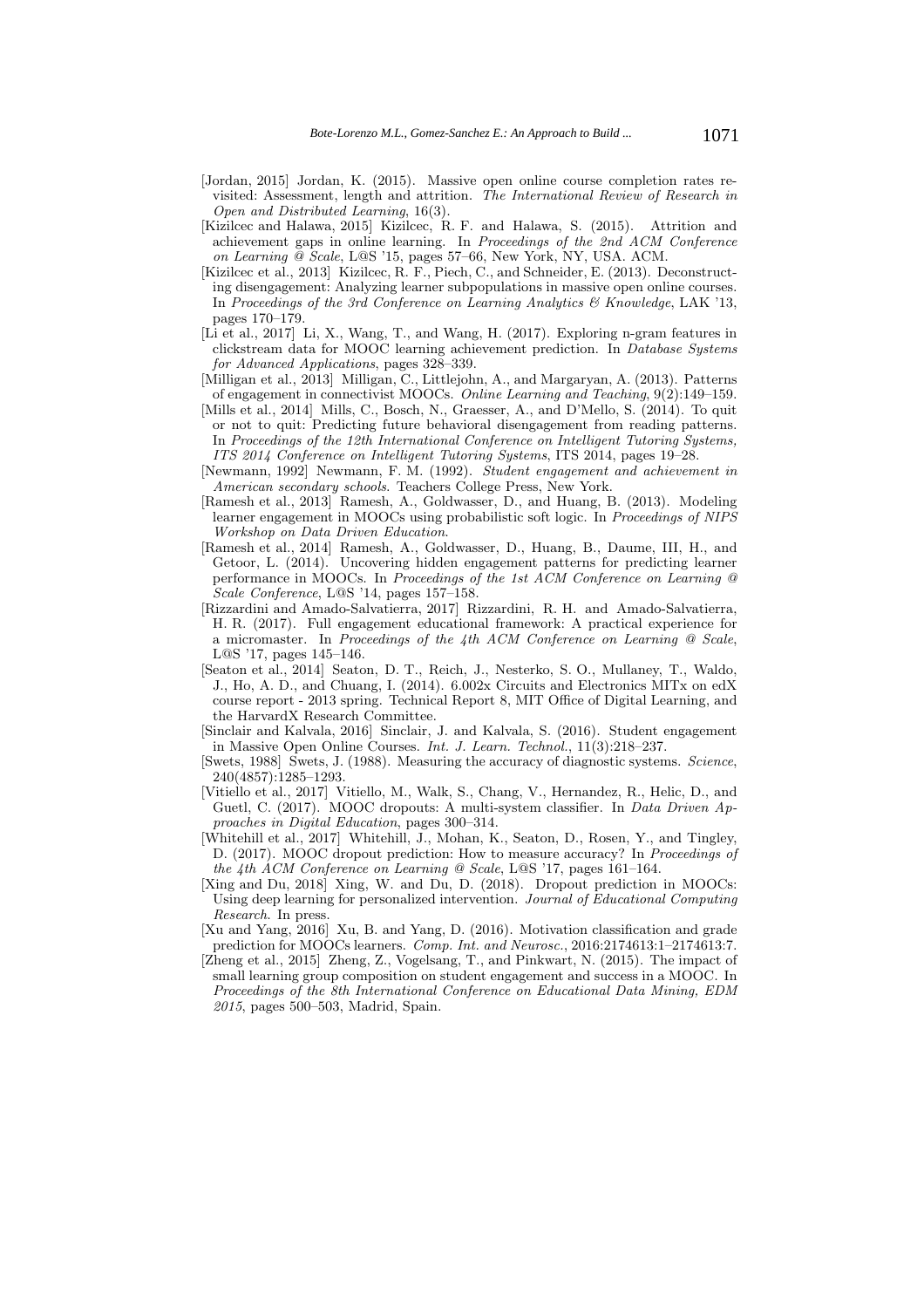[Jordan, 2015] Jordan, K. (2015). Massive open online course completion rates revisited: Assessment, length and attrition. *The International Review of Research in Open and Distributed Learning*, 16(3).

[Kizilcec and Halawa, 2015] Kizilcec, R. F. and Halawa, S. (2015). Attrition and achievement gaps in online learning. In *Proceedings of the 2nd ACM Conference on Learning @ Scale*, L@S '15, pages 57–66, New York, NY, USA. ACM.

[Kizilcec et al., 2013] Kizilcec, R. F., Piech, C., and Schneider, E. (2013). Deconstructing disengagement: Analyzing learner subpopulations in massive open online courses. In *Proceedings of the 3rd Conference on Learning Analytics & Knowledge*, LAK '13, pages 170–179.

[Li et al., 2017] Li, X., Wang, T., and Wang, H. (2017). Exploring n-gram features in clickstream data for MOOC learning achievement prediction. In *Database Systems for Advanced Applications*, pages 328–339.

[Milligan et al., 2013] Milligan, C., Littlejohn, A., and Margaryan, A. (2013). Patterns of engagement in connectivist MOOCs. *Online Learning and Teaching*, 9(2):149–159.

[Mills et al., 2014] Mills, C., Bosch, N., Graesser, A., and D'Mello, S. (2014). To quit or not to quit: Predicting future behavioral disengagement from reading patterns. In *Proceedings of the 12th International Conference on Intelligent Tutoring Systems, ITS 2014 Conference on Intelligent Tutoring Systems*, ITS 2014, pages 19–28.

[Newmann, 1992] Newmann, F. M. (1992). *Student engagement and achievement in American secondary schools*. Teachers College Press, New York.

[Ramesh et al., 2013] Ramesh, A., Goldwasser, D., and Huang, B. (2013). Modeling learner engagement in MOOCs using probabilistic soft logic. In *Proceedings of NIPS Workshop on Data Driven Education*.

[Ramesh et al., 2014] Ramesh, A., Goldwasser, D., Huang, B., Daume, III, H., and Getoor, L. (2014). Uncovering hidden engagement patterns for predicting learner performance in MOOCs. In *Proceedings of the 1st ACM Conference on Learning @ Scale Conference*, L@S '14, pages 157–158.

[Rizzardini and Amado-Salvatierra, 2017] Rizzardini, R. H. and Amado-Salvatierra, H. R. (2017). Full engagement educational framework: A practical experience for a micromaster. In *Proceedings of the 4th ACM Conference on Learning @ Scale*, L@S '17, pages 145–146.

[Seaton et al., 2014] Seaton, D. T., Reich, J., Nesterko, S. O., Mullaney, T., Waldo, J., Ho, A. D., and Chuang, I. (2014). 6.002x Circuits and Electronics MITx on edX course report - 2013 spring. Technical Report 8, MIT Office of Digital Learning, and the HarvardX Research Committee.

[Sinclair and Kalvala, 2016] Sinclair, J. and Kalvala, S. (2016). Student engagement in Massive Open Online Courses. *Int. J. Learn. Technol.*, 11(3):218–237.

[Swets, 1988] Swets, J. (1988). Measuring the accuracy of diagnostic systems. *Science*, 240(4857):1285–1293.

[Vitiello et al., 2017] Vitiello, M., Walk, S., Chang, V., Hernandez, R., Helic, D., and Guetl, C. (2017). MOOC dropouts: A multi-system classifier. In *Data Driven Approaches in Digital Education*, pages 300–314.

[Whitehill et al., 2017] Whitehill, J., Mohan, K., Seaton, D., Rosen, Y., and Tingley, D. (2017). MOOC dropout prediction: How to measure accuracy? In *Proceedings of the 4th ACM Conference on Learning @ Scale*, L@S '17, pages 161–164.

[Xing and Du, 2018] Xing, W. and Du, D. (2018). Dropout prediction in MOOCs: Using deep learning for personalized intervention. *Journal of Educational Computing Research*. In press.

[Xu and Yang, 2016] Xu, B. and Yang, D. (2016). Motivation classification and grade prediction for MOOCs learners. *Comp. Int. and Neurosc.*, 2016:2174613:1–2174613:7.

[Zheng et al., 2015] Zheng, Z., Vogelsang, T., and Pinkwart, N. (2015). The impact of small learning group composition on student engagement and success in a MOOC. In *Proceedings of the 8th International Conference on Educational Data Mining, EDM 2015*, pages 500–503, Madrid, Spain.